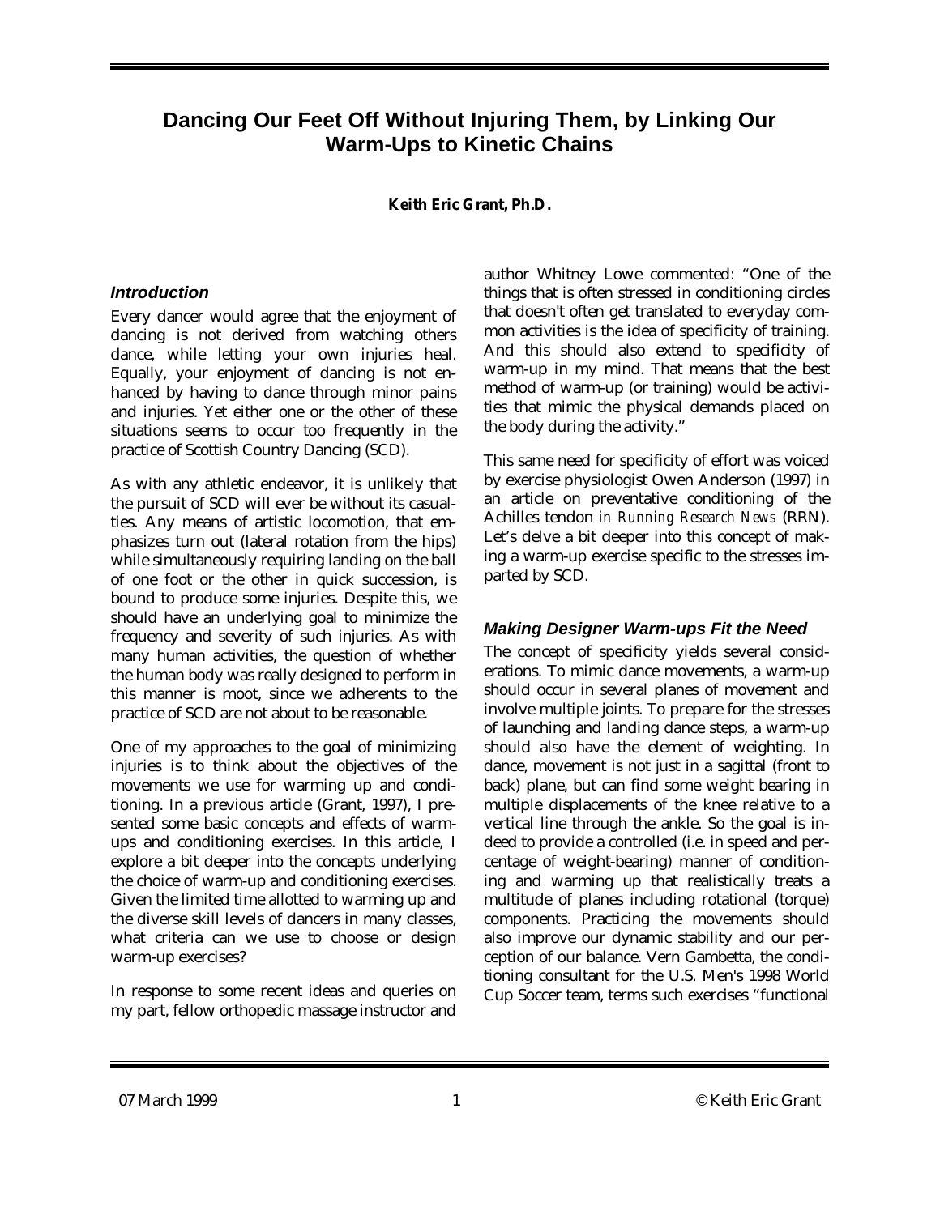# Dancing Our Feet Off Without Injuring Them, by Linking Our Warm-Ups to Kinetic Chains

**Keith Eric Grant, Ph.D.**

## *Introduction*

Every dancer would agree that the enjoyment of dancing is not derived from watching others dance, while letting your own injuries heal. Equally, your enjoyment of dancing is not enhanced by having to dance through minor pains and injuries. Yet either one or the other of these situations seems to occur too frequently in the practice of Scottish Country Dancing (SCD).

As with any athletic endeavor, it is unlikely that the pursuit of SCD will ever be without its casualties. Any means of artistic locomotion, that emphasizes turn out (lateral rotation from the hips) while simultaneously requiring landing on the ball of one foot or the other in quick succession, is bound to produce some injuries. Despite this, we should have an underlying goal to minimize the frequency and severity of such injuries. As with many human activities, the question of whether the human body was really designed to perform in this manner is moot, since we adherents to the practice of SCD are not about to be reasonable.

One of my approaches to the goal of minimizing injuries is to think about the objectives of the movements we use for warming up and conditioning. In a previous article (Grant, 1997), I presented some basic concepts and effects of warm-ups and conditioning exercises. In this article, I explore a bit deeper into the concepts underlying the choice of warm-up and conditioning exercises. Given the limited time allotted to warming up and the diverse skill levels of dancers in many classes, what criteria can we use to choose or design warm-up exercises?

In response to some recent ideas and queries on my part, fellow orthopedic massage instructor and author Whitney Lowe commented: "One of the things that is often stressed in conditioning circles that doesn't often get translated to everyday common activities is the idea of specificity of training. And this should also extend to specificity of warm-up in my mind. That means that the best method of warm-up (or training) would be activities that mimic the physical demands placed on the body during the activity."

This same need for specificity of effort was voiced by exercise physiologist Owen Anderson (1997) in an article on preventative conditioning of the Achilles tendon *in Running Research News* (RRN). Let's delve a bit deeper into this concept of making a warm-up exercise specific to the stresses imparted by SCD.

## *Making Designer Warm-ups Fit the Need*

The concept of specificity yields several considerations. To mimic dance movements, a warm-up should occur in several planes of movement and involve multiple joints. To prepare for the stresses of launching and landing dance steps, a warm-up should also have the element of weighting. In dance, movement is not just in a sagittal (front to back) plane, but can find some weight bearing in multiple displacements of the knee relative to a vertical line through the ankle. So the goal is indeed to provide a controlled (i.e. in speed and percentage of weight-bearing) manner of conditioning and warming up that realistically treats a multitude of planes including rotational (torque) components. Practicing the movements should also improve our dynamic stability and our perception of our balance. Vern Gambetta, the conditioning consultant for the U.S. Men's 1998 World Cup Soccer team, terms such exercises "functional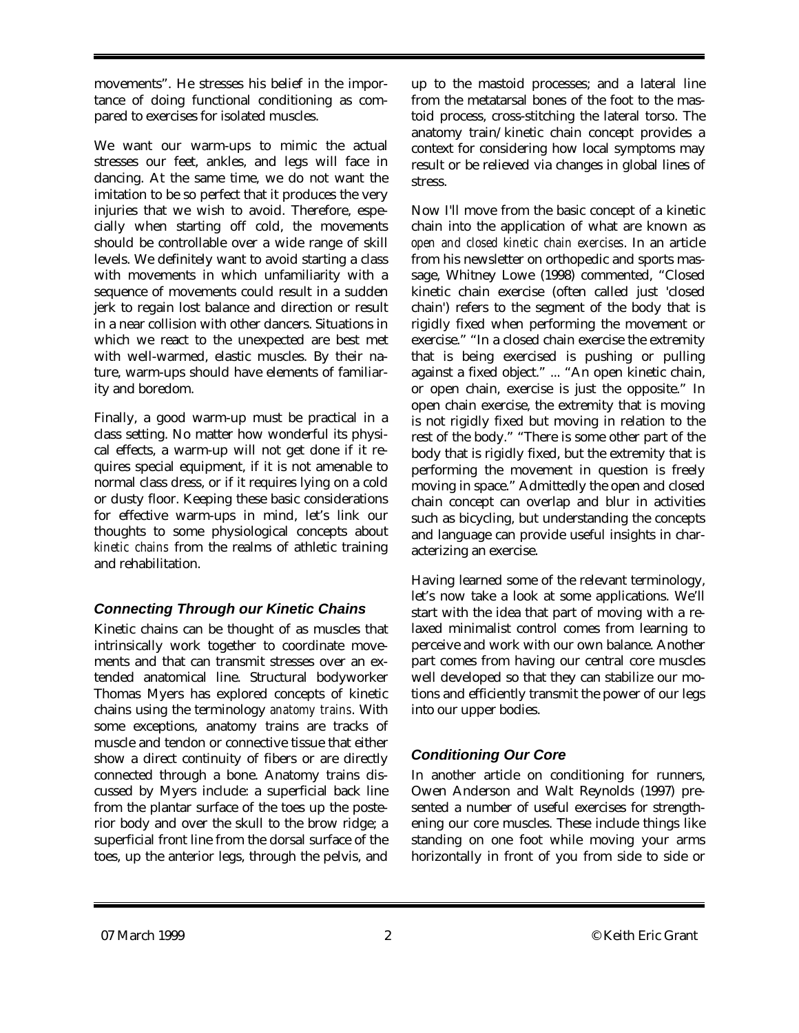movements". He stresses his belief in the importance of doing functional conditioning as compared to exercises for isolated muscles.

We want our warm-ups to mimic the actual stresses our feet, ankles, and legs will face in dancing. At the same time, we do not want the imitation to be so perfect that it produces the very injuries that we wish to avoid. Therefore, especially when starting off cold, the movements should be controllable over a wide range of skill levels. We definitely want to avoid starting a class with movements in which unfamiliarity with a sequence of movements could result in a sudden jerk to regain lost balance and direction or result in a near collision with other dancers. Situations in which we react to the unexpected are best met with well-warmed, elastic muscles. By their nature, warm-ups should have elements of familiarity and boredom.

Finally, a good warm-up must be practical in a class setting. No matter how wonderful its physical effects, a warm-up will not get done if it requires special equipment, if it is not amenable to normal class dress, or if it requires lying on a cold or dusty floor. Keeping these basic considerations for effective warm-ups in mind, let's link our thoughts to some physiological concepts about *kinetic chains* from the realms of athletic training and rehabilitation.

### *Connecting Through our Kinetic Chains*

Kinetic chains can be thought of as muscles that intrinsically work together to coordinate movements and that can transmit stresses over an extended anatomical line. Structural bodyworker Thomas Myers has explored concepts of kinetic chains using the terminology *anatomy trains*. With some exceptions, anatomy trains are tracks of muscle and tendon or connective tissue that either show a direct continuity of fibers or are directly connected through a bone. Anatomy trains discussed by Myers include: a superficial back line from the plantar surface of the toes up the posterior body and over the skull to the brow ridge; a superficial front line from the dorsal surface of the toes, up the anterior legs, through the pelvis, and up to the mastoid processes; and a lateral line from the metatarsal bones of the foot to the mastoid process, cross-stitching the lateral torso. The anatomy train/kinetic chain concept provides a context for considering how local symptoms may result or be relieved via changes in global lines of stress.

Now I'll move from the basic concept of a kinetic chain into the application of what are known as *open and closed kinetic chain exercises*. In an article from his newsletter on orthopedic and sports massage, Whitney Lowe (1998) commented, "Closed kinetic chain exercise (often called just 'closed chain') refers to the segment of the body that is rigidly fixed when performing the movement or exercise." "In a closed chain exercise the extremity that is being exercised is pushing or pulling against a fixed object." ... "An open kinetic chain, or open chain, exercise is just the opposite." In open chain exercise, the extremity that is moving is not rigidly fixed but moving in relation to the rest of the body." "There is some other part of the body that is rigidly fixed, but the extremity that is performing the movement in question is freely moving in space." Admittedly the open and closed chain concept can overlap and blur in activities such as bicycling, but understanding the concepts and language can provide useful insights in characterizing an exercise.

Having learned some of the relevant terminology, let's now take a look at some applications. We'll start with the idea that part of moving with a relaxed minimalist control comes from learning to perceive and work with our own balance. Another part comes from having our central core muscles well developed so that they can stabilize our motions and efficiently transmit the power of our legs into our upper bodies.

### *Conditioning Our Core*

In another article on conditioning for runners, Owen Anderson and Walt Reynolds (1997) presented a number of useful exercises for strengthening our core muscles. These include things like standing on one foot while moving your arms horizontally in front of you from side to side or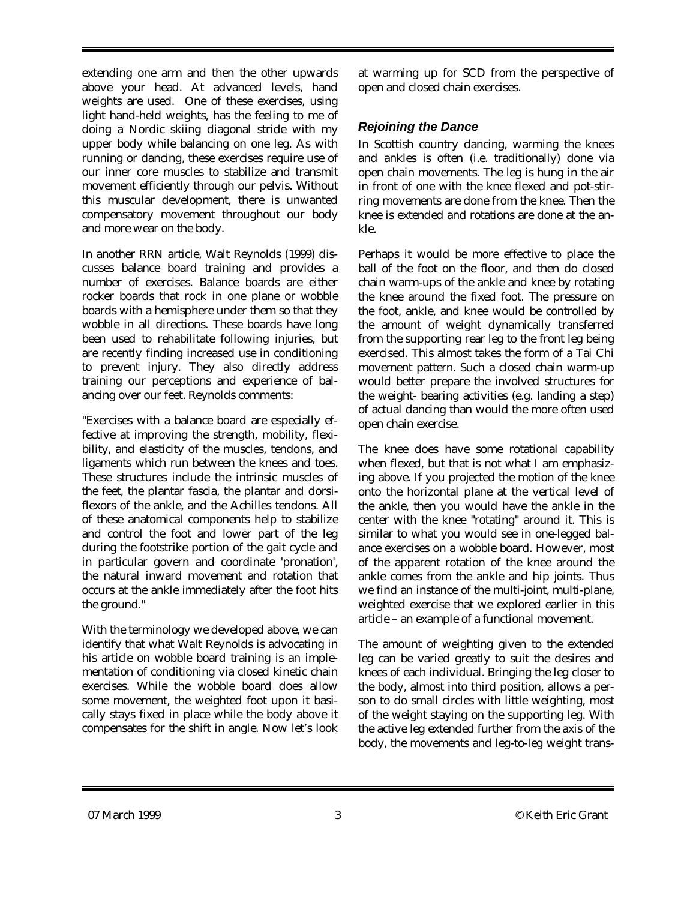extending one arm and then the other upwards above your head. At advanced levels, hand weights are used. One of these exercises, using light hand-held weights, has the feeling to me of doing a Nordic skiing diagonal stride with my upper body while balancing on one leg. As with running or dancing, these exercises require use of our inner core muscles to stabilize and transmit movement efficiently through our pelvis. Without this muscular development, there is unwanted compensatory movement throughout our body and more wear on the body.

In another RRN article, Walt Reynolds (1999) discusses balance board training and provides a number of exercises. Balance boards are either rocker boards that rock in one plane or wobble boards with a hemisphere under them so that they wobble in all directions. These boards have long been used to rehabilitate following injuries, but are recently finding increased use in conditioning to prevent injury. They also directly address training our perceptions and experience of balancing over our feet. Reynolds comments:

"Exercises with a balance board are especially effective at improving the strength, mobility, flexibility, and elasticity of the muscles, tendons, and ligaments which run between the knees and toes. These structures include the intrinsic muscles of the feet, the plantar fascia, the plantar and dorsiflexors of the ankle, and the Achilles tendons. All of these anatomical components help to stabilize and control the foot and lower part of the leg during the footstrike portion of the gait cycle and in particular govern and coordinate 'pronation', the natural inward movement and rotation that occurs at the ankle immediately after the foot hits the ground."

With the terminology we developed above, we can identify that what Walt Reynolds is advocating in his article on wobble board training is an implementation of conditioning via closed kinetic chain exercises. While the wobble board does allow some movement, the weighted foot upon it basically stays fixed in place while the body above it compensates for the shift in angle. Now let's look at warming up for SCD from the perspective of open and closed chain exercises.

### *Rejoining the Dance*

In Scottish country dancing, warming the knees and ankles is often (i.e. traditionally) done via open chain movements. The leg is hung in the air in front of one with the knee flexed and pot-stirring movements are done from the knee. Then the knee is extended and rotations are done at the ankle.

Perhaps it would be more effective to place the ball of the foot on the floor, and then do closed chain warm-ups of the ankle and knee by rotating the knee around the fixed foot. The pressure on the foot, ankle, and knee would be controlled by the amount of weight dynamically transferred from the supporting rear leg to the front leg being exercised. This almost takes the form of a Tai Chi movement pattern. Such a closed chain warm-up would better prepare the involved structures for the weight- bearing activities (e.g. landing a step) of actual dancing than would the more often used open chain exercise.

The knee does have some rotational capability when flexed, but that is not what I am emphasizing above. If you projected the motion of the knee onto the horizontal plane at the vertical level of the ankle, then you would have the ankle in the center with the knee "rotating" around it. This is similar to what you would see in one-legged balance exercises on a wobble board. However, most of the apparent rotation of the knee around the ankle comes from the ankle and hip joints. Thus we find an instance of the multi-joint, multi-plane, weighted exercise that we explored earlier in this article – an example of a functional movement.

The amount of weighting given to the extended leg can be varied greatly to suit the desires and knees of each individual. Bringing the leg closer to the body, almost into third position, allows a person to do small circles with little weighting, most of the weight staying on the supporting leg. With the active leg extended further from the axis of the body, the movements and leg-to-leg weight trans-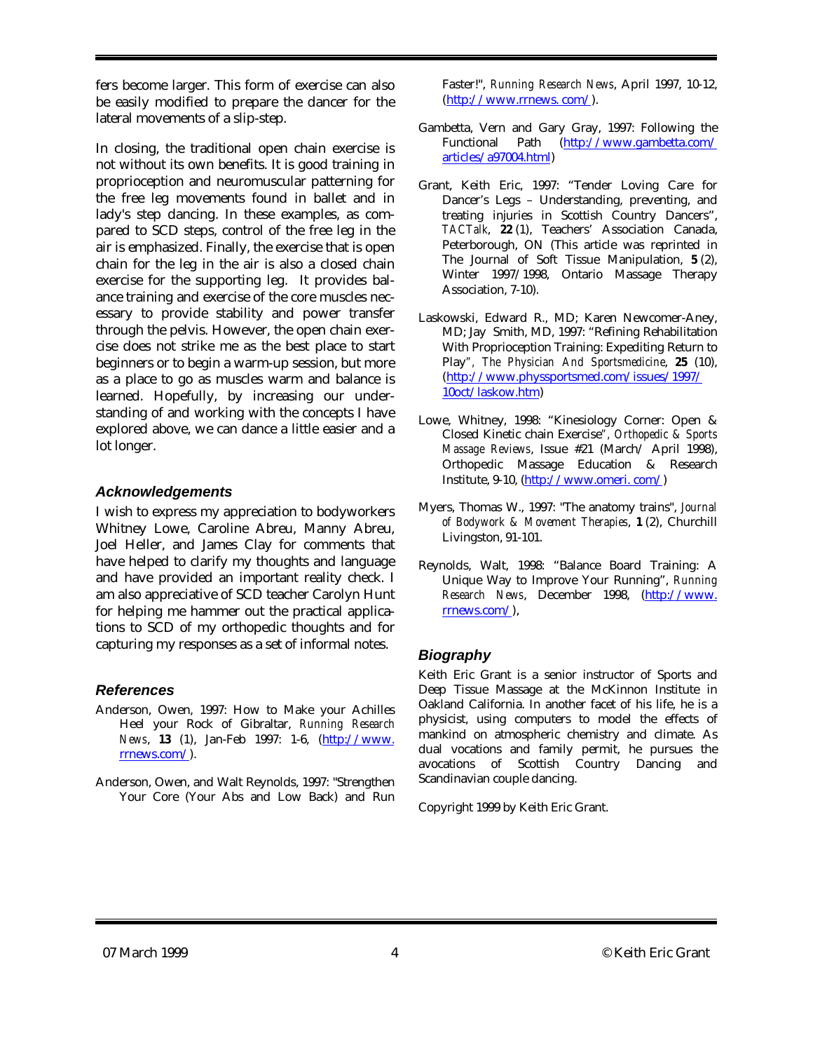fers become larger. This form of exercise can also be easily modified to prepare the dancer for the lateral movements of a slip-step.

In closing, the traditional open chain exercise is not without its own benefits. It is good training in proprioception and neuromuscular patterning for the free leg movements found in ballet and in lady's step dancing. In these examples, as compared to SCD steps, control of the free leg in the air is emphasized. Finally, the exercise that is open chain for the leg in the air is also a closed chain exercise for the supporting leg. It provides balance training and exercise of the core muscles necessary to provide stability and power transfer through the pelvis. However, the open chain exercise does not strike me as the best place to start beginners or to begin a warm-up session, but more as a place to go as muscles warm and balance is learned. Hopefully, by increasing our understanding of and working with the concepts I have explored above, we can dance a little easier and a lot longer.

### *Acknowledgements*

I wish to express my appreciation to bodyworkers Whitney Lowe, Caroline Abreu, Manny Abreu, Joel Heller, and James Clay for comments that have helped to clarify my thoughts and language and have provided an important reality check. I am also appreciative of SCD teacher Carolyn Hunt for helping me hammer out the practical applications to SCD of my orthopedic thoughts and for capturing my responses as a set of informal notes.

### *References*

Anderson, Owen, 1997: How to Make your Achilles Heel your Rock of Gibraltar, *Running Research News*, **13** (1), Jan-Feb 1997: 1-6, (http://www.rrnews.com/).

Anderson, Owen, and Walt Reynolds, 1997: "Strengthen Your Core (Your Abs and Low Back) and Run Faster!", *Running Research News*, April 1997, 10-12, (http://www.rrnews.com/).

Gambetta, Vern and Gary Gray, 1997: Following the Functional Path (http://www.gambetta.com/articles/a97004.html)

Grant, Keith Eric, 1997: "Tender Loving Care for Dancer's Legs – Understanding, preventing, and treating injuries in Scottish Country Dancers", *TACTalk*, **22** (1), Teachers' Association Canada, Peterborough, ON (This article was reprinted in The Journal of Soft Tissue Manipulation, **5** (2), Winter 1997/1998, Ontario Massage Therapy Association, 7-10).

Laskowski, Edward R., MD; Karen Newcomer-Aney, MD; Jay Smith, MD, 1997: "Refining Rehabilitation With Proprioception Training: Expediting Return to Play", *The Physician And Sportsmedicine*, **25** (10), (http://www.physsportsmed.com/issues/1997/10oct/laskow.htm)

Lowe, Whitney, 1998: "Kinesiology Corner: Open & Closed Kinetic chain Exercise", *Orthopedic & Sports Massage Reviews*, Issue #21 (March/ April 1998), Orthopedic Massage Education & Research Institute, 9-10, (http://www.omeri.com/)

Myers, Thomas W., 1997: "The anatomy trains", *Journal of Bodywork & Movement Therapies*, **1** (2), Churchill Livingston, 91-101.

Reynolds, Walt, 1998: "Balance Board Training: A Unique Way to Improve Your Running", *Running Research News*, December 1998, (http://www.rrnews.com/),

### *Biography*

Keith Eric Grant is a senior instructor of Sports and Deep Tissue Massage at the McKinnon Institute in Oakland California. In another facet of his life, he is a physicist, using computers to model the effects of mankind on atmospheric chemistry and climate. As dual vocations and family permit, he pursues the avocations of Scottish Country Dancing and Scandinavian couple dancing.

Copyright 1999 by Keith Eric Grant.